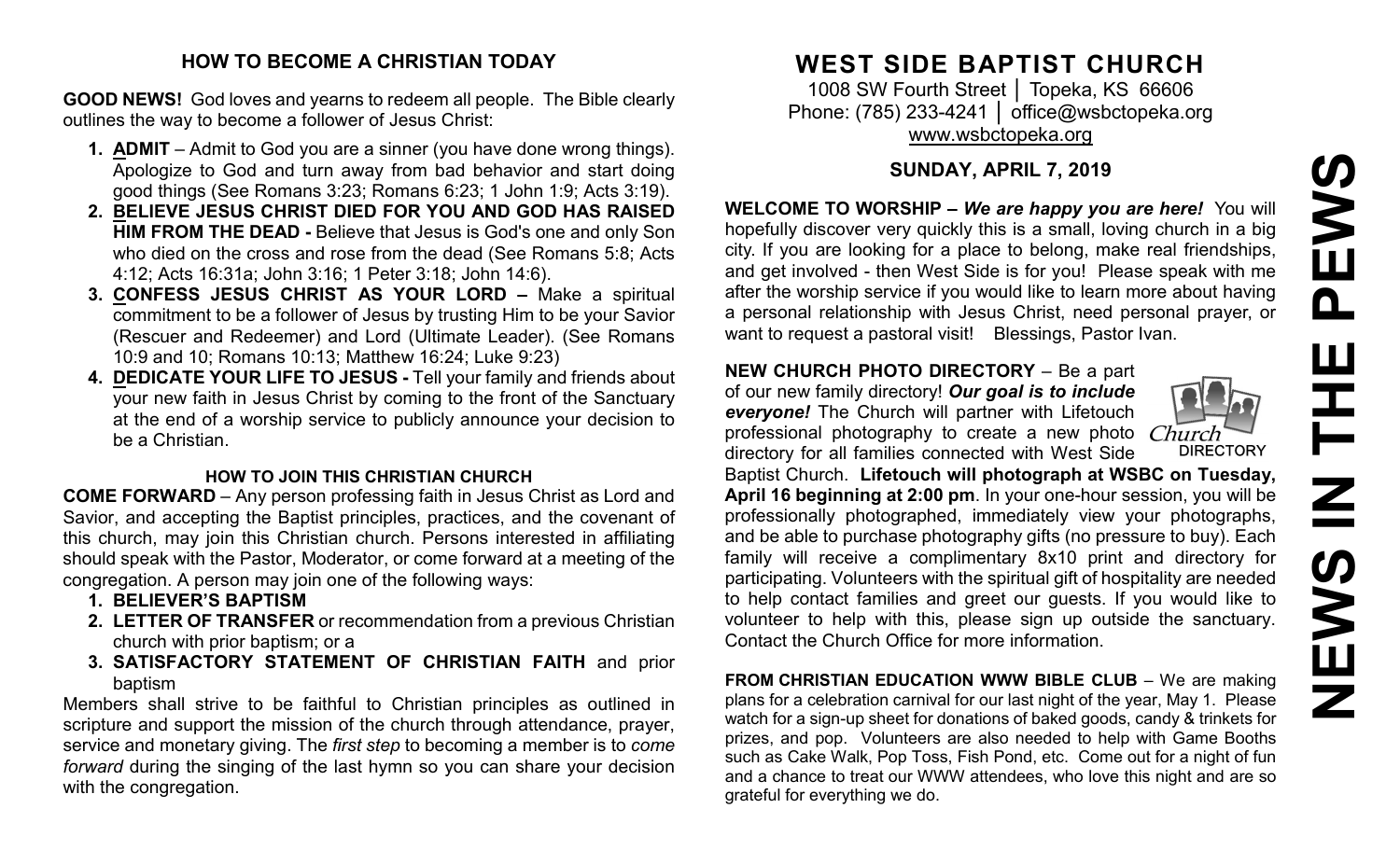## HOW TO BECOME A CHRISTIAN TODAY

**GOOD NEWS!** God loves and yearns to redeem all people. The Bible clearly outlines the way to become a follower of Jesus Christ:

1. **ADMIT** – Admit to God you are a sinner (you have done wrong things). Apologize to God and turn away from bad behavior and start doing good things (See Romans 3:23; Romans 6:23; 1 John 1:9; Acts 3:19).
2. **BELIEVE JESUS CHRIST DIED FOR YOU AND GOD HAS RAISED HIM FROM THE DEAD -** Believe that Jesus is God's one and only Son who died on the cross and rose from the dead (See Romans 5:8; Acts 4:12; Acts 16:31a; John 3:16; 1 Peter 3:18; John 14:6).
3. **CONFESS JESUS CHRIST AS YOUR LORD –** Make a spiritual commitment to be a follower of Jesus by trusting Him to be your Savior (Rescuer and Redeemer) and Lord (Ultimate Leader). (See Romans 10:9 and 10; Romans 10:13; Matthew 16:24; Luke 9:23)
4. **DEDICATE YOUR LIFE TO JESUS -** Tell your family and friends about your new faith in Jesus Christ by coming to the front of the Sanctuary at the end of a worship service to publicly announce your decision to be a Christian.

### HOW TO JOIN THIS CHRISTIAN CHURCH

**COME FORWARD** – Any person professing faith in Jesus Christ as Lord and Savior, and accepting the Baptist principles, practices, and the covenant of this church, may join this Christian church. Persons interested in affiliating should speak with the Pastor, Moderator, or come forward at a meeting of the congregation. A person may join one of the following ways:

1. **BELIEVER'S BAPTISM**
2. **LETTER OF TRANSFER** or recommendation from a previous Christian church with prior baptism; or a
3. **SATISFACTORY STATEMENT OF CHRISTIAN FAITH** and prior baptism

Members shall strive to be faithful to Christian principles as outlined in scripture and support the mission of the church through attendance, prayer, service and monetary giving. The *first step* to becoming a member is to *come forward* during the singing of the last hymn so you can share your decision with the congregation.

# WEST SIDE BAPTIST CHURCH

1008 SW Fourth Street │ Topeka, KS 66606
Phone: (785) 233-4241 │ office@wsbctopeka.org
www.wsbctopeka.org

## SUNDAY, APRIL 7, 2019

**WELCOME TO WORSHIP –** ***We are happy you are here!*** You will hopefully discover very quickly this is a small, loving church in a big city. If you are looking for a place to belong, make real friendships, and get involved - then West Side is for you! Please speak with me after the worship service if you would like to learn more about having a personal relationship with Jesus Christ, need personal prayer, or want to request a pastoral visit! Blessings, Pastor Ivan.

**NEW CHURCH PHOTO DIRECTORY** – Be a part of our new family directory! ***Our goal is to include everyone!*** The Church will partner with Lifetouch professional photography to create a new photo directory for all families connected with West Side Baptist Church. **Lifetouch will photograph at WSBC on Tuesday, April 16 beginning at 2:00 pm**. In your one-hour session, you will be professionally photographed, immediately view your photographs, and be able to purchase photography gifts (no pressure to buy). Each family will receive a complimentary 8x10 print and directory for participating. Volunteers with the spiritual gift of hospitality are needed to help contact families and greet our guests. If you would like to volunteer to help with this, please sign up outside the sanctuary. Contact the Church Office for more information.

**FROM CHRISTIAN EDUCATION WWW BIBLE CLUB** – We are making plans for a celebration carnival for our last night of the year, May 1. Please watch for a sign-up sheet for donations of baked goods, candy & trinkets for prizes, and pop. Volunteers are also needed to help with Game Booths such as Cake Walk, Pop Toss, Fish Pond, etc. Come out for a night of fun and a chance to treat our WWW attendees, who love this night and are so grateful for everything we do.

# NEWS IN THE PEWS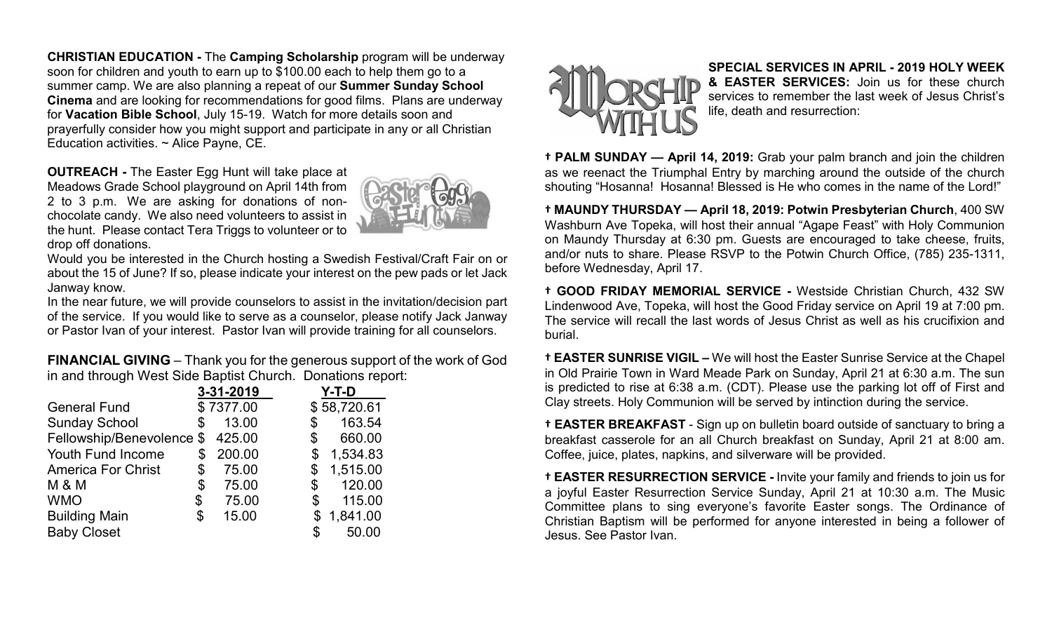**CHRISTIAN EDUCATION -** The **Camping Scholarship** program will be underway soon for children and youth to earn up to $100.00 each to help them go to a summer camp. We are also planning a repeat of our **Summer Sunday School Cinema** and are looking for recommendations for good films. Plans are underway for **Vacation Bible School**, July 15-19. Watch for more details soon and prayerfully consider how you might support and participate in any or all Christian Education activities. ~ Alice Payne, CE.

**OUTREACH -** The Easter Egg Hunt will take place at Meadows Grade School playground on April 14th from 2 to 3 p.m. We are asking for donations of non-chocolate candy. We also need volunteers to assist in the hunt. Please contact Tera Triggs to volunteer or to drop off donations.

Would you be interested in the Church hosting a Swedish Festival/Craft Fair on or about the 15 of June? If so, please indicate your interest on the pew pads or let Jack Janway know.

In the near future, we will provide counselors to assist in the invitation/decision part of the service. If you would like to serve as a counselor, please notify Jack Janway or Pastor Ivan of your interest. Pastor Ivan will provide training for all counselors.

**FINANCIAL GIVING** – Thank you for the generous support of the work of God in and through West Side Baptist Church. Donations report:

| | 3-31-2019 | Y-T-D |
|---|---|---|
| General Fund | $ 7377.00 | $ 58,720.61 |
| Sunday School | $ 13.00 | $ 163.54 |
| Fellowship/Benevolence | $ 425.00 | $ 660.00 |
| Youth Fund Income | $ 200.00 | $ 1,534.83 |
| America For Christ | $ 75.00 | $ 1,515.00 |
| M & M | $ 75.00 | $ 120.00 |
| WMO | $ 75.00 | $ 115.00 |
| Building Main | $ 15.00 | $ 1,841.00 |
| Baby Closet | | $ 50.00 |

**SPECIAL SERVICES IN APRIL - 2019 HOLY WEEK & EASTER SERVICES:** Join us for these church services to remember the last week of Jesus Christ's life, death and resurrection:

† **PALM SUNDAY — April 14, 2019:** Grab your palm branch and join the children as we reenact the Triumphal Entry by marching around the outside of the church shouting "Hosanna! Hosanna! Blessed is He who comes in the name of the Lord!"

† **MAUNDY THURSDAY — April 18, 2019: Potwin Presbyterian Church**, 400 SW Washburn Ave Topeka, will host their annual "Agape Feast" with Holy Communion on Maundy Thursday at 6:30 pm. Guests are encouraged to take cheese, fruits, and/or nuts to share. Please RSVP to the Potwin Church Office, (785) 235-1311, before Wednesday, April 17.

† **GOOD FRIDAY MEMORIAL SERVICE -** Westside Christian Church, 432 SW Lindenwood Ave, Topeka, will host the Good Friday service on April 19 at 7:00 pm. The service will recall the last words of Jesus Christ as well as his crucifixion and burial.

† **EASTER SUNRISE VIGIL –** We will host the Easter Sunrise Service at the Chapel in Old Prairie Town in Ward Meade Park on Sunday, April 21 at 6:30 a.m. The sun is predicted to rise at 6:38 a.m. (CDT). Please use the parking lot off of First and Clay streets. Holy Communion will be served by intinction during the service.

† **EASTER BREAKFAST** - Sign up on bulletin board outside of sanctuary to bring a breakfast casserole for an all Church breakfast on Sunday, April 21 at 8:00 am. Coffee, juice, plates, napkins, and silverware will be provided.

† **EASTER RESURRECTION SERVICE -** Invite your family and friends to join us for a joyful Easter Resurrection Service Sunday, April 21 at 10:30 a.m. The Music Committee plans to sing everyone's favorite Easter songs. The Ordinance of Christian Baptism will be performed for anyone interested in being a follower of Jesus. See Pastor Ivan.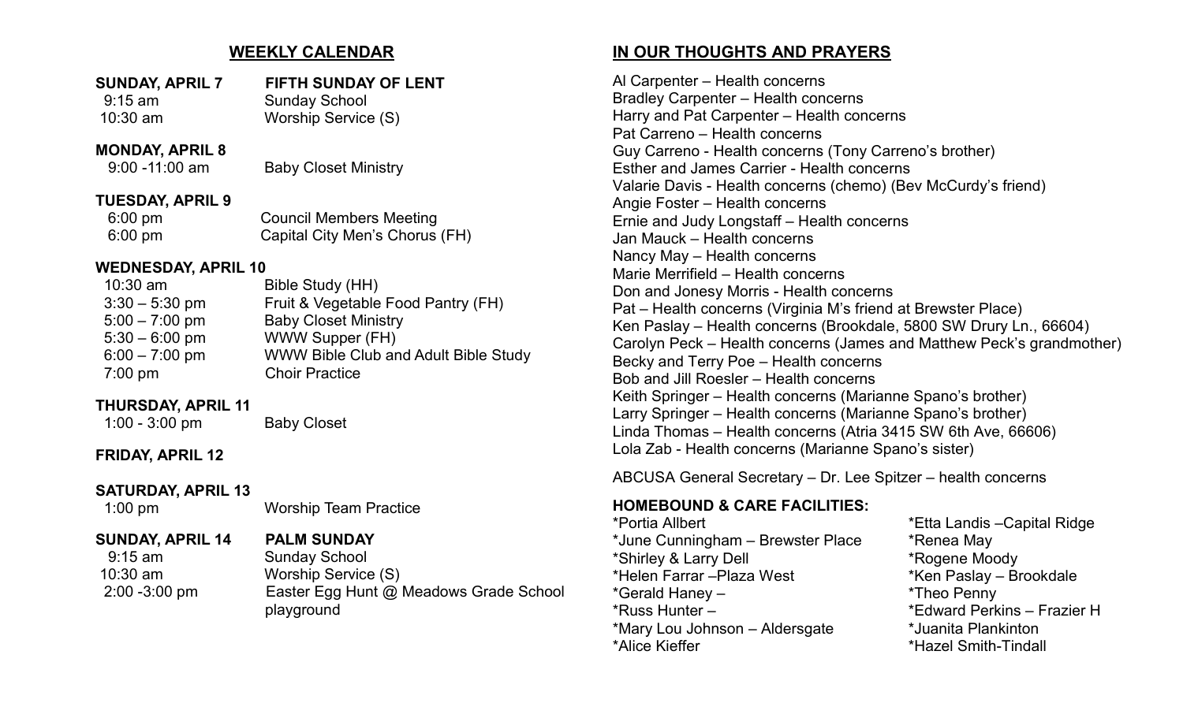## WEEKLY CALENDAR

**SUNDAY, APRIL 7 — FIFTH SUNDAY OF LENT**

| | |
|---|---|
| 9:15 am | Sunday School |
| 10:30 am | Worship Service (S) |

**MONDAY, APRIL 8**

| | |
|---|---|
| 9:00 -11:00 am | Baby Closet Ministry |

**TUESDAY, APRIL 9**

| | |
|---|---|
| 6:00 pm | Council Members Meeting |
| 6:00 pm | Capital City Men's Chorus (FH) |

**WEDNESDAY, APRIL 10**

| | |
|---|---|
| 10:30 am | Bible Study (HH) |
| 3:30 – 5:30 pm | Fruit & Vegetable Food Pantry (FH) |
| 5:00 – 7:00 pm | Baby Closet Ministry |
| 5:30 – 6:00 pm | WWW Supper (FH) |
| 6:00 – 7:00 pm | WWW Bible Club and Adult Bible Study |
| 7:00 pm | Choir Practice |

**THURSDAY, APRIL 11**

| | |
|---|---|
| 1:00 - 3:00 pm | Baby Closet |

**FRIDAY, APRIL 12**

**SATURDAY, APRIL 13**

| | |
|---|---|
| 1:00 pm | Worship Team Practice |

**SUNDAY, APRIL 14 — PALM SUNDAY**

| | |
|---|---|
| 9:15 am | Sunday School |
| 10:30 am | Worship Service (S) |
| 2:00 -3:00 pm | Easter Egg Hunt @ Meadows Grade School playground |

## IN OUR THOUGHTS AND PRAYERS

Al Carpenter – Health concerns
Bradley Carpenter – Health concerns
Harry and Pat Carpenter – Health concerns
Pat Carreno – Health concerns
Guy Carreno - Health concerns (Tony Carreno's brother)
Esther and James Carrier - Health concerns
Valarie Davis - Health concerns (chemo) (Bev McCurdy's friend)
Angie Foster – Health concerns
Ernie and Judy Longstaff – Health concerns
Jan Mauck – Health concerns
Nancy May – Health concerns
Marie Merrifield – Health concerns
Don and Jonesy Morris - Health concerns
Pat – Health concerns (Virginia M's friend at Brewster Place)
Ken Paslay – Health concerns (Brookdale, 5800 SW Drury Ln., 66604)
Carolyn Peck – Health concerns (James and Matthew Peck's grandmother)
Becky and Terry Poe – Health concerns
Bob and Jill Roesler – Health concerns
Keith Springer – Health concerns (Marianne Spano's brother)
Larry Springer – Health concerns (Marianne Spano's brother)
Linda Thomas – Health concerns (Atria 3415 SW 6th Ave, 66606)
Lola Zab - Health concerns (Marianne Spano's sister)

ABCUSA General Secretary – Dr. Lee Spitzer – health concerns

**HOMEBOUND & CARE FACILITIES:**

*Portia Allbert
*June Cunningham – Brewster Place
*Shirley & Larry Dell
*Helen Farrar –Plaza West
*Gerald Haney –
*Russ Hunter –
*Mary Lou Johnson – Aldersgate
*Alice Kieffer
*Etta Landis –Capital Ridge
*Renea May
*Rogene Moody
*Ken Paslay – Brookdale
*Theo Penny
*Edward Perkins – Frazier H
*Juanita Plankinton
*Hazel Smith-Tindall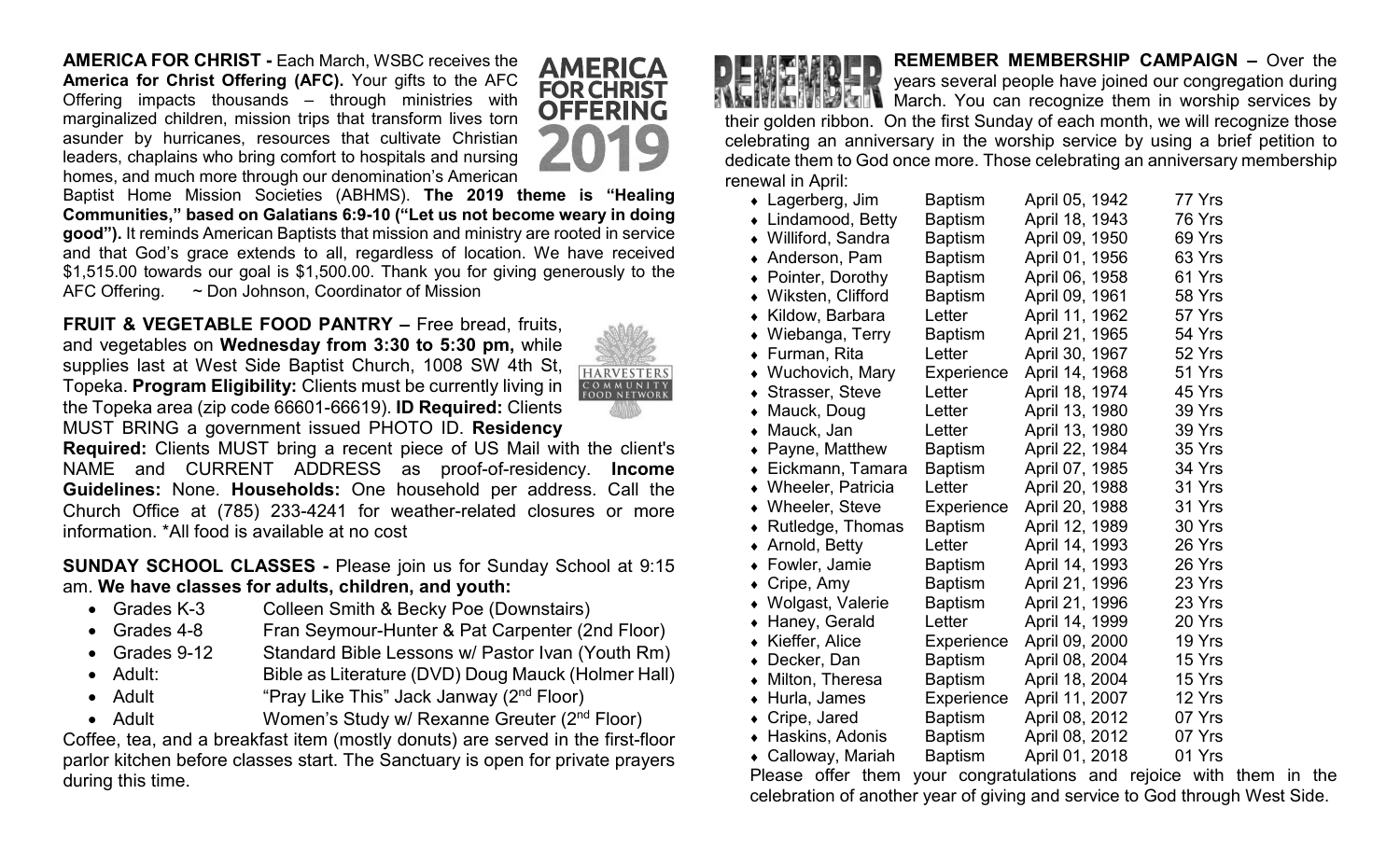**AMERICA FOR CHRIST -** Each March, WSBC receives the **America for Christ Offering (AFC).** Your gifts to the AFC Offering impacts thousands – through ministries with marginalized children, mission trips that transform lives torn asunder by hurricanes, resources that cultivate Christian leaders, chaplains who bring comfort to hospitals and nursing homes, and much more through our denomination's American Baptist Home Mission Societies (ABHMS). **The 2019 theme is "Healing Communities," based on Galatians 6:9-10 ("Let us not become weary in doing good").** It reminds American Baptists that mission and ministry are rooted in service and that God's grace extends to all, regardless of location. We have received $1,515.00 towards our goal is $1,500.00. Thank you for giving generously to the AFC Offering. ~ Don Johnson, Coordinator of Mission

**FRUIT & VEGETABLE FOOD PANTRY –** Free bread, fruits, and vegetables on **Wednesday from 3:30 to 5:30 pm,** while supplies last at West Side Baptist Church, 1008 SW 4th St, Topeka. **Program Eligibility:** Clients must be currently living in the Topeka area (zip code 66601-66619). **ID Required:** Clients MUST BRING a government issued PHOTO ID. **Residency Required:** Clients MUST bring a recent piece of US Mail with the client's NAME and CURRENT ADDRESS as proof-of-residency. **Income Guidelines:** None. **Households:** One household per address. Call the Church Office at (785) 233-4241 for weather-related closures or more information. *All food is available at no cost

**SUNDAY SCHOOL CLASSES -** Please join us for Sunday School at 9:15 am. **We have classes for adults, children, and youth:**

- Grades K-3 Colleen Smith & Becky Poe (Downstairs)
- Grades 4-8 Fran Seymour-Hunter & Pat Carpenter (2nd Floor)
- Grades 9-12 Standard Bible Lessons w/ Pastor Ivan (Youth Rm)
- Adult: Bible as Literature (DVD) Doug Mauck (Holmer Hall)
- Adult "Pray Like This" Jack Janway (2nd Floor)
- Adult Women's Study w/ Rexanne Greuter (2nd Floor)

Coffee, tea, and a breakfast item (mostly donuts) are served in the first-floor parlor kitchen before classes start. The Sanctuary is open for private prayers during this time.

**REMEMBER MEMBERSHIP CAMPAIGN –** Over the years several people have joined our congregation during March. You can recognize them in worship services by their golden ribbon. On the first Sunday of each month, we will recognize those celebrating an anniversary in the worship service by using a brief petition to dedicate them to God once more. Those celebrating an anniversary membership renewal in April:

| | | | |
|---|---|---|---|
| Lagerberg, Jim | Baptism | April 05, 1942 | 77 Yrs |
| Lindamood, Betty | Baptism | April 18, 1943 | 76 Yrs |
| Williford, Sandra | Baptism | April 09, 1950 | 69 Yrs |
| Anderson, Pam | Baptism | April 01, 1956 | 63 Yrs |
| Pointer, Dorothy | Baptism | April 06, 1958 | 61 Yrs |
| Wiksten, Clifford | Baptism | April 09, 1961 | 58 Yrs |
| Kildow, Barbara | Letter | April 11, 1962 | 57 Yrs |
| Wiebanga, Terry | Baptism | April 21, 1965 | 54 Yrs |
| Furman, Rita | Letter | April 30, 1967 | 52 Yrs |
| Wuchovich, Mary | Experience | April 14, 1968 | 51 Yrs |
| Strasser, Steve | Letter | April 18, 1974 | 45 Yrs |
| Mauck, Doug | Letter | April 13, 1980 | 39 Yrs |
| Mauck, Jan | Letter | April 13, 1980 | 39 Yrs |
| Payne, Matthew | Baptism | April 22, 1984 | 35 Yrs |
| Eickmann, Tamara | Baptism | April 07, 1985 | 34 Yrs |
| Wheeler, Patricia | Letter | April 20, 1988 | 31 Yrs |
| Wheeler, Steve | Experience | April 20, 1988 | 31 Yrs |
| Rutledge, Thomas | Baptism | April 12, 1989 | 30 Yrs |
| Arnold, Betty | Letter | April 14, 1993 | 26 Yrs |
| Fowler, Jamie | Baptism | April 14, 1993 | 26 Yrs |
| Cripe, Amy | Baptism | April 21, 1996 | 23 Yrs |
| Wolgast, Valerie | Baptism | April 21, 1996 | 23 Yrs |
| Haney, Gerald | Letter | April 14, 1999 | 20 Yrs |
| Kieffer, Alice | Experience | April 09, 2000 | 19 Yrs |
| Decker, Dan | Baptism | April 08, 2004 | 15 Yrs |
| Milton, Theresa | Baptism | April 18, 2004 | 15 Yrs |
| Hurla, James | Experience | April 11, 2007 | 12 Yrs |
| Cripe, Jared | Baptism | April 08, 2012 | 07 Yrs |
| Haskins, Adonis | Baptism | April 08, 2012 | 07 Yrs |
| Calloway, Mariah | Baptism | April 01, 2018 | 01 Yrs |

Please offer them your congratulations and rejoice with them in the celebration of another year of giving and service to God through West Side.